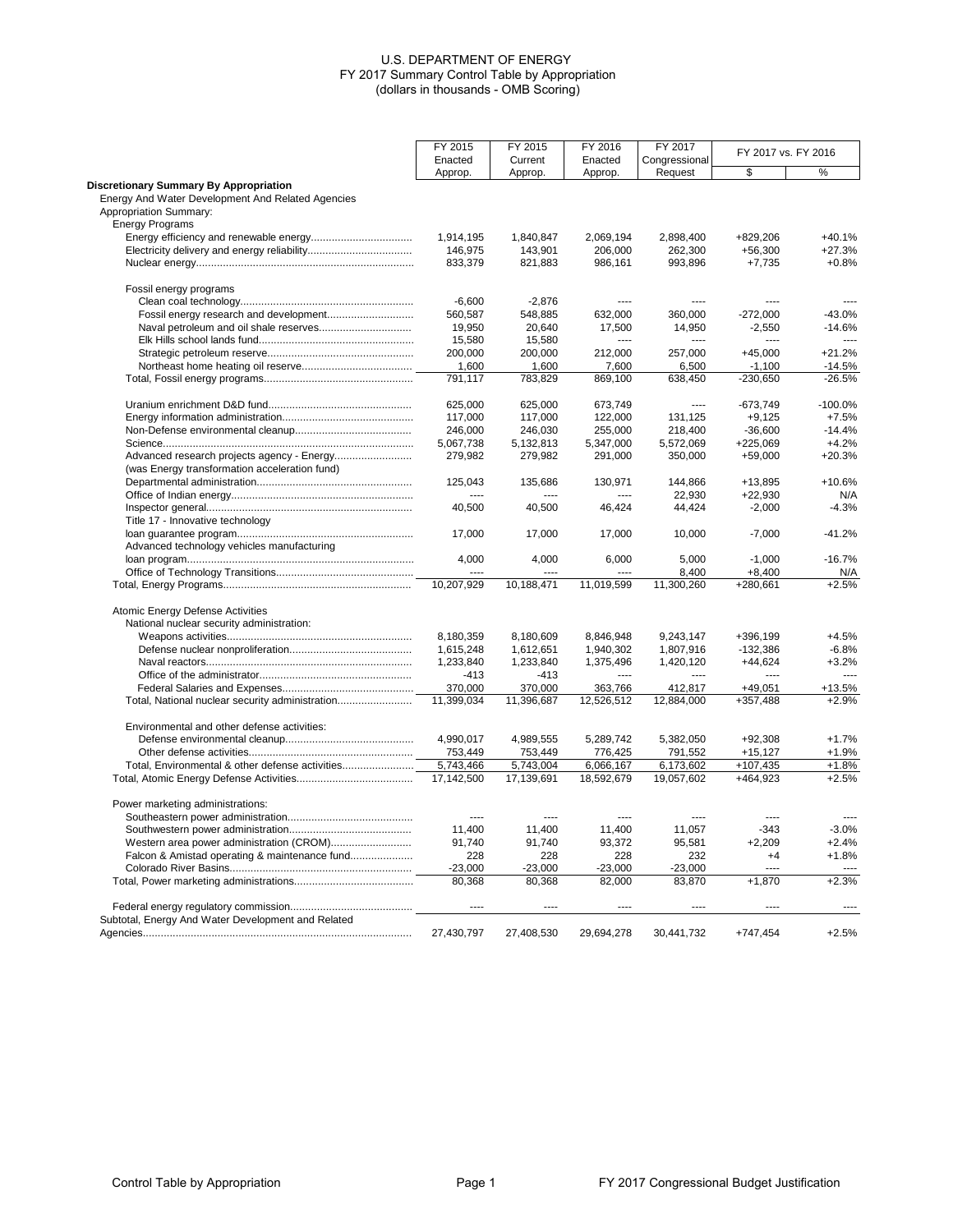U.S. DEPARTMENT OF ENERGY
FY 2017 Summary Control Table by Appropriation
(dollars in thousands - OMB Scoring)

| | FY 2015 Enacted Approp. | FY 2015 Current Approp. | FY 2016 Enacted Approp. | FY 2017 Congressional Request | FY 2017 vs. FY 2016 | |
|---|---|---|---|---|---|---|
| | | | | | $ | % |
| **Discretionary Summary By Appropriation** | | | | | | |
| Energy And Water Development And Related Agencies | | | | | | |
| Appropriation Summary: | | | | | | |
| Energy Programs | | | | | | |
| Energy efficiency and renewable energy | 1,914,195 | 1,840,847 | 2,069,194 | 2,898,400 | +829,206 | +40.1% |
| Electricity delivery and energy reliability | 146,975 | 143,901 | 206,000 | 262,300 | +56,300 | +27.3% |
| Nuclear energy | 833,379 | 821,883 | 986,161 | 993,896 | +7,735 | +0.8% |
| Fossil energy programs | | | | | | |
| Clean coal technology | -6,600 | -2,876 | ---- | ---- | ---- | ---- |
| Fossil energy research and development | 560,587 | 548,885 | 632,000 | 360,000 | -272,000 | -43.0% |
| Naval petroleum and oil shale reserves | 19,950 | 20,640 | 17,500 | 14,950 | -2,550 | -14.6% |
| Elk Hills school lands fund | 15,580 | 15,580 | ---- | ---- | ---- | ---- |
| Strategic petroleum reserve | 200,000 | 200,000 | 212,000 | 257,000 | +45,000 | +21.2% |
| Northeast home heating oil reserve | 1,600 | 1,600 | 7,600 | 6,500 | -1,100 | -14.5% |
| Total, Fossil energy programs | 791,117 | 783,829 | 869,100 | 638,450 | -230,650 | -26.5% |
| Uranium enrichment D&D fund | 625,000 | 625,000 | 673,749 | ---- | -673,749 | -100.0% |
| Energy information administration | 117,000 | 117,000 | 122,000 | 131,125 | +9,125 | +7.5% |
| Non-Defense environmental cleanup | 246,000 | 246,030 | 255,000 | 218,400 | -36,600 | -14.4% |
| Science | 5,067,738 | 5,132,813 | 5,347,000 | 5,572,069 | +225,069 | +4.2% |
| Advanced research projects agency - Energy (was Energy transformation acceleration fund) | 279,982 | 279,982 | 291,000 | 350,000 | +59,000 | +20.3% |
| Departmental administration | 125,043 | 135,686 | 130,971 | 144,866 | +13,895 | +10.6% |
| Office of Indian energy | ---- | ---- | ---- | 22,930 | +22,930 | N/A |
| Inspector general | 40,500 | 40,500 | 46,424 | 44,424 | -2,000 | -4.3% |
| Title 17 - Innovative technology loan guarantee program | 17,000 | 17,000 | 17,000 | 10,000 | -7,000 | -41.2% |
| Advanced technology vehicles manufacturing loan program | 4,000 | 4,000 | 6,000 | 5,000 | -1,000 | -16.7% |
| Office of Technology Transitions | ---- | ---- | ---- | 8,400 | +8,400 | N/A |
| Total, Energy Programs | 10,207,929 | 10,188,471 | 11,019,599 | 11,300,260 | +280,661 | +2.5% |
| Atomic Energy Defense Activities | | | | | | |
| National nuclear security administration: | | | | | | |
| Weapons activities | 8,180,359 | 8,180,609 | 8,846,948 | 9,243,147 | +396,199 | +4.5% |
| Defense nuclear nonproliferation | 1,615,248 | 1,612,651 | 1,940,302 | 1,807,916 | -132,386 | -6.8% |
| Naval reactors | 1,233,840 | 1,233,840 | 1,375,496 | 1,420,120 | +44,624 | +3.2% |
| Office of the administrator | -413 | -413 | ---- | ---- | ---- | ---- |
| Federal Salaries and Expenses | 370,000 | 370,000 | 363,766 | 412,817 | +49,051 | +13.5% |
| Total, National nuclear security administration | 11,399,034 | 11,396,687 | 12,526,512 | 12,884,000 | +357,488 | +2.9% |
| Environmental and other defense activities: | | | | | | |
| Defense environmental cleanup | 4,990,017 | 4,989,555 | 5,289,742 | 5,382,050 | +92,308 | +1.7% |
| Other defense activities | 753,449 | 753,449 | 776,425 | 791,552 | +15,127 | +1.9% |
| Total, Environmental & other defense activities | 5,743,466 | 5,743,004 | 6,066,167 | 6,173,602 | +107,435 | +1.8% |
| Total, Atomic Energy Defense Activities | 17,142,500 | 17,139,691 | 18,592,679 | 19,057,602 | +464,923 | +2.5% |
| Power marketing administrations: | | | | | | |
| Southeastern power administration | ---- | ---- | ---- | ---- | ---- | ---- |
| Southwestern power administration | 11,400 | 11,400 | 11,400 | 11,057 | -343 | -3.0% |
| Western area power administration (CROM) | 91,740 | 91,740 | 93,372 | 95,581 | +2,209 | +2.4% |
| Falcon & Amistad operating & maintenance fund | 228 | 228 | 228 | 232 | +4 | +1.8% |
| Colorado River Basins | -23,000 | -23,000 | -23,000 | -23,000 | ---- | ---- |
| Total, Power marketing administrations | 80,368 | 80,368 | 82,000 | 83,870 | +1,870 | +2.3% |
| Federal energy regulatory commission | ---- | ---- | ---- | ---- | ---- | ---- |
| Subtotal, Energy And Water Development and Related Agencies | 27,430,797 | 27,408,530 | 29,694,278 | 30,441,732 | +747,454 | +2.5% |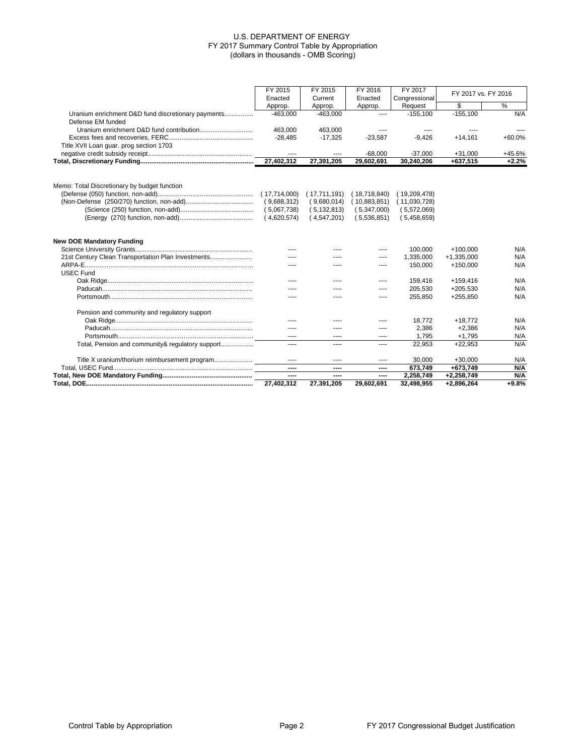# U.S. DEPARTMENT OF ENERGY
## FY 2017 Summary Control Table by Appropriation
(dollars in thousands - OMB Scoring)

| | FY 2015 Enacted Approp. | FY 2015 Current Approp. | FY 2016 Enacted Approp. | FY 2017 Congressional Request | FY 2017 vs. FY 2016 | |
|---|---|---|---|---|---|---|
| | | | | | $ | % |
| Uranium enrichment D&D fund discretionary payments | -463,000 | -463,000 | ---- | -155,100 | -155,100 | N/A |
| Defense EM funded | | | | | | |
| Uranium enrichment D&D fund contribution | 463,000 | 463,000 | ---- | ---- | ---- | ---- |
| Excess fees and recoveries, FERC | -28,485 | -17,325 | -23,587 | -9,426 | +14,161 | +60.0% |
| Title XVII Loan guar. prog section 1703 negative credit subsidy receipt | ---- | ---- | -68,000 | -37,000 | +31,000 | +45.6% |
| **Total, Discretionary Funding** | **27,402,312** | **27,391,205** | **29,602,691** | **30,240,206** | **+637,515** | **+2.2%** |
| | | | | | | |
| Memo: Total Discretionary by budget function | | | | | | |
| (Defense (050) function, non-add) | ( 17,714,000) | ( 17,711,191) | ( 18,718,840) | ( 19,209,478) | | |
| (Non-Defense (250/270) function, non-add) | ( 9,688,312) | ( 9,680,014) | ( 10,883,851) | ( 11,030,728) | | |
| (Science (250) function, non-add) | ( 5,067,738) | ( 5,132,813) | ( 5,347,000) | ( 5,572,069) | | |
| (Energy (270) function, non-add) | ( 4,620,574) | ( 4,547,201) | ( 5,536,851) | ( 5,458,659) | | |
| | | | | | | |
| **New DOE Mandatory Funding** | | | | | | |
| Science University Grants | ---- | ---- | ---- | 100,000 | +100,000 | N/A |
| 21st Century Clean Transportation Plan Investments | ---- | ---- | ---- | 1,335,000 | +1,335,000 | N/A |
| ARPA-E | ---- | ---- | ---- | 150,000 | +150,000 | N/A |
| USEC Fund | | | | | | |
| Oak Ridge | ---- | ---- | ---- | 159,416 | +159,416 | N/A |
| Paducah | ---- | ---- | ---- | 205,530 | +205,530 | N/A |
| Portsmouth | ---- | ---- | ---- | 255,850 | +255,850 | N/A |
| Pension and community and regulatory support | | | | | | |
| Oak Ridge | ---- | ---- | ---- | 18,772 | +18,772 | N/A |
| Paducah | ---- | ---- | ---- | 2,386 | +2,386 | N/A |
| Portsmouth | ---- | ---- | ---- | 1,795 | +1,795 | N/A |
| Total, Pension and community& regulatory support | ---- | ---- | ---- | 22,953 | +22,953 | N/A |
| Title X uranium/thorium reimbursement program | ---- | ---- | ---- | 30,000 | +30,000 | N/A |
| Total, USEC Fund | **----** | **----** | **----** | **673,749** | **+673,749** | **N/A** |
| **Total, New DOE Mandatory Funding** | **----** | **----** | **----** | **2,258,749** | **+2,258,749** | **N/A** |
| **Total, DOE** | **27,402,312** | **27,391,205** | **29,602,691** | **32,498,955** | **+2,896,264** | **+9.8%** |

Control Table by Appropriation | FY 2017 Congressional Budget Justification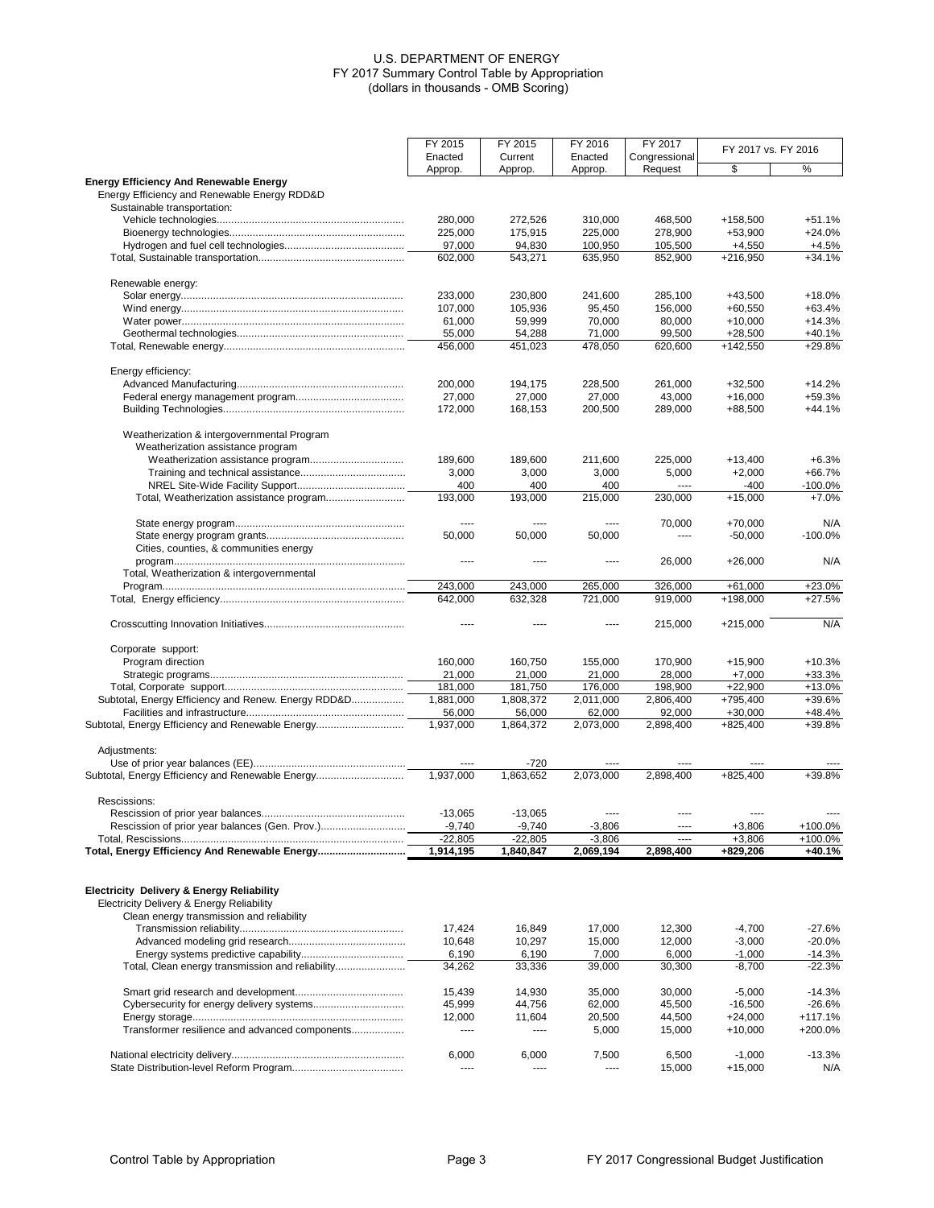# U.S. DEPARTMENT OF ENERGY
## FY 2017 Summary Control Table by Appropriation
### (dollars in thousands - OMB Scoring)

| | FY 2015 Enacted Approp. | FY 2015 Current Approp. | FY 2016 Enacted Approp. | FY 2017 Congressional Request | FY 2017 vs. FY 2016 | |
|---|---|---|---|---|---|---|
| | | | | | $ | % |
| **Energy Efficiency And Renewable Energy** | | | | | | |
| Energy Efficiency and Renewable Energy RDD&D | | | | | | |
| Sustainable transportation: | | | | | | |
| Vehicle technologies | 280,000 | 272,526 | 310,000 | 468,500 | +158,500 | +51.1% |
| Bioenergy technologies | 225,000 | 175,915 | 225,000 | 278,900 | +53,900 | +24.0% |
| Hydrogen and fuel cell technologies | 97,000 | 94,830 | 100,950 | 105,500 | +4,550 | +4.5% |
| Total, Sustainable transportation | 602,000 | 543,271 | 635,950 | 852,900 | +216,950 | +34.1% |
| Renewable energy: | | | | | | |
| Solar energy | 233,000 | 230,800 | 241,600 | 285,100 | +43,500 | +18.0% |
| Wind energy | 107,000 | 105,936 | 95,450 | 156,000 | +60,550 | +63.4% |
| Water power | 61,000 | 59,999 | 70,000 | 80,000 | +10,000 | +14.3% |
| Geothermal technologies | 55,000 | 54,288 | 71,000 | 99,500 | +28,500 | +40.1% |
| Total, Renewable energy | 456,000 | 451,023 | 478,050 | 620,600 | +142,550 | +29.8% |
| Energy efficiency: | | | | | | |
| Advanced Manufacturing | 200,000 | 194,175 | 228,500 | 261,000 | +32,500 | +14.2% |
| Federal energy management program | 27,000 | 27,000 | 27,000 | 43,000 | +16,000 | +59.3% |
| Building Technologies | 172,000 | 168,153 | 200,500 | 289,000 | +88,500 | +44.1% |
| Weatherization & intergovernmental Program | | | | | | |
| Weatherization assistance program | | | | | | |
| Weatherization assistance program | 189,600 | 189,600 | 211,600 | 225,000 | +13,400 | +6.3% |
| Training and technical assistance | 3,000 | 3,000 | 3,000 | 5,000 | +2,000 | +66.7% |
| NREL Site-Wide Facility Support | 400 | 400 | 400 | ---- | -400 | -100.0% |
| Total, Weatherization assistance program | 193,000 | 193,000 | 215,000 | 230,000 | +15,000 | +7.0% |
| State energy program | ---- | ---- | ---- | 70,000 | +70,000 | N/A |
| State energy program grants | 50,000 | 50,000 | 50,000 | ---- | -50,000 | -100.0% |
| Cities, counties, & communities energy program | ---- | ---- | ---- | 26,000 | +26,000 | N/A |
| Total, Weatherization & intergovernmental Program | 243,000 | 243,000 | 265,000 | 326,000 | +61,000 | +23.0% |
| Total, Energy efficiency | 642,000 | 632,328 | 721,000 | 919,000 | +198,000 | +27.5% |
| Crosscutting Innovation Initiatives | ---- | ---- | ---- | 215,000 | +215,000 | N/A |
| Corporate support: | | | | | | |
| Program direction | 160,000 | 160,750 | 155,000 | 170,900 | +15,900 | +10.3% |
| Strategic programs | 21,000 | 21,000 | 21,000 | 28,000 | +7,000 | +33.3% |
| Total, Corporate support | 181,000 | 181,750 | 176,000 | 198,900 | +22,900 | +13.0% |
| Subtotal, Energy Efficiency and Renew. Energy RDD&D | 1,881,000 | 1,808,372 | 2,011,000 | 2,806,400 | +795,400 | +39.6% |
| Facilities and infrastructure | 56,000 | 56,000 | 62,000 | 92,000 | +30,000 | +48.4% |
| Subtotal, Energy Efficiency and Renewable Energy | 1,937,000 | 1,864,372 | 2,073,000 | 2,898,400 | +825,400 | +39.8% |
| Adjustments: | | | | | | |
| Use of prior year balances (EE) | ---- | -720 | ---- | ---- | ---- | ---- |
| Subtotal, Energy Efficiency and Renewable Energy | 1,937,000 | 1,863,652 | 2,073,000 | 2,898,400 | +825,400 | +39.8% |
| Rescissions: | | | | | | |
| Rescission of prior year balances | -13,065 | -13,065 | ---- | ---- | ---- | ---- |
| Rescission of prior year balances (Gen. Prov.) | -9,740 | -9,740 | -3,806 | ---- | +3,806 | +100.0% |
| Total, Rescissions | -22,805 | -22,805 | -3,806 | ---- | +3,806 | +100.0% |
| **Total, Energy Efficiency And Renewable Energy** | **1,914,195** | **1,840,847** | **2,069,194** | **2,898,400** | **+829,206** | **+40.1%** |
| **Electricity Delivery & Energy Reliability** | | | | | | |
| Electricity Delivery & Energy Reliability | | | | | | |
| Clean energy transmission and reliability | | | | | | |
| Transmission reliability | 17,424 | 16,849 | 17,000 | 12,300 | -4,700 | -27.6% |
| Advanced modeling grid research | 10,648 | 10,297 | 15,000 | 12,000 | -3,000 | -20.0% |
| Energy systems predictive capability | 6,190 | 6,190 | 7,000 | 6,000 | -1,000 | -14.3% |
| Total, Clean energy transmission and reliability | 34,262 | 33,336 | 39,000 | 30,300 | -8,700 | -22.3% |
| Smart grid research and development | 15,439 | 14,930 | 35,000 | 30,000 | -5,000 | -14.3% |
| Cybersecurity for energy delivery systems | 45,999 | 44,756 | 62,000 | 45,500 | -16,500 | -26.6% |
| Energy storage | 12,000 | 11,604 | 20,500 | 44,500 | +24,000 | +117.1% |
| Transformer resilience and advanced components | ---- | ---- | 5,000 | 15,000 | +10,000 | +200.0% |
| National electricity delivery | 6,000 | 6,000 | 7,500 | 6,500 | -1,000 | -13.3% |
| State Distribution-level Reform Program | ---- | ---- | ---- | 15,000 | +15,000 | N/A |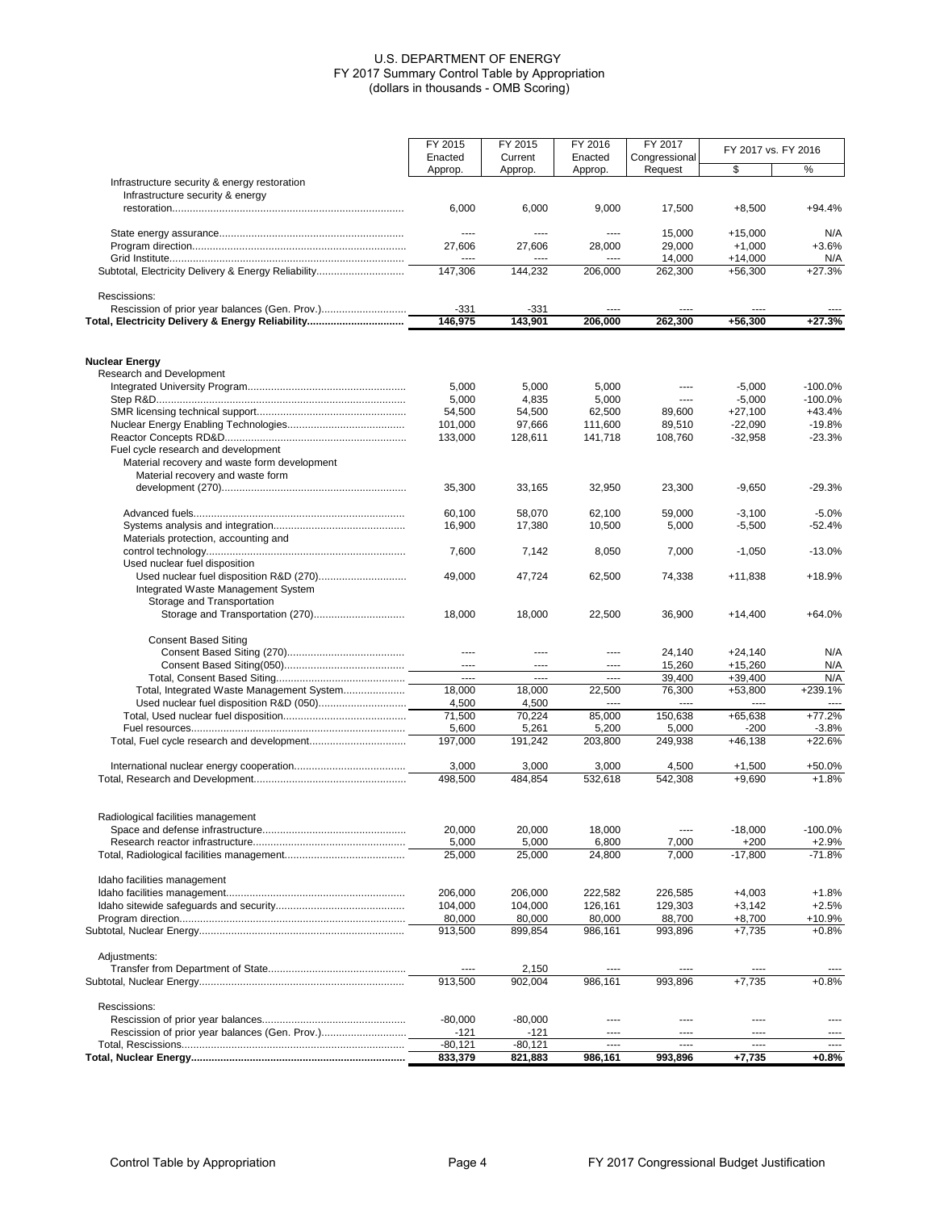# U.S. DEPARTMENT OF ENERGY
## FY 2017 Summary Control Table by Appropriation
(dollars in thousands - OMB Scoring)

| | FY 2015 Enacted Approp. | FY 2015 Current Approp. | FY 2016 Enacted Approp. | FY 2017 Congressional Request | FY 2017 vs. FY 2016 | |
|---|---|---|---|---|---|---|
| | | | | | $ | % |
| Infrastructure security & energy restoration | | | | | | |
| Infrastructure security & energy restoration | 6,000 | 6,000 | 9,000 | 17,500 | +8,500 | +94.4% |
| State energy assurance | ---- | ---- | ---- | 15,000 | +15,000 | N/A |
| Program direction | 27,606 | 27,606 | 28,000 | 29,000 | +1,000 | +3.6% |
| Grid Institute | ---- | ---- | ---- | 14,000 | +14,000 | N/A |
| Subtotal, Electricity Delivery & Energy Reliability | 147,306 | 144,232 | 206,000 | 262,300 | +56,300 | +27.3% |
| Rescissions: | | | | | | |
| Rescission of prior year balances (Gen. Prov.) | -331 | -331 | ---- | ---- | ---- | ---- |
| **Total, Electricity Delivery & Energy Reliability** | **146,975** | **143,901** | **206,000** | **262,300** | **+56,300** | **+27.3%** |
| **Nuclear Energy** | | | | | | |
| Research and Development | | | | | | |
| Integrated University Program | 5,000 | 5,000 | 5,000 | ---- | -5,000 | -100.0% |
| Step R&D | 5,000 | 4,835 | 5,000 | ---- | -5,000 | -100.0% |
| SMR licensing technical support | 54,500 | 54,500 | 62,500 | 89,600 | +27,100 | +43.4% |
| Nuclear Energy Enabling Technologies | 101,000 | 97,666 | 111,600 | 89,510 | -22,090 | -19.8% |
| Reactor Concepts RD&D | 133,000 | 128,611 | 141,718 | 108,760 | -32,958 | -23.3% |
| Fuel cycle research and development | | | | | | |
| Material recovery and waste form development | | | | | | |
| Material recovery and waste form development (270) | 35,300 | 33,165 | 32,950 | 23,300 | -9,650 | -29.3% |
| Advanced fuels | 60,100 | 58,070 | 62,100 | 59,000 | -3,100 | -5.0% |
| Systems analysis and integration | 16,900 | 17,380 | 10,500 | 5,000 | -5,500 | -52.4% |
| Materials protection, accounting and control technology | 7,600 | 7,142 | 8,050 | 7,000 | -1,050 | -13.0% |
| Used nuclear fuel disposition | | | | | | |
| Used nuclear fuel disposition R&D (270) | 49,000 | 47,724 | 62,500 | 74,338 | +11,838 | +18.9% |
| Integrated Waste Management System | | | | | | |
| Storage and Transportation | | | | | | |
| Storage and Transportation (270) | 18,000 | 18,000 | 22,500 | 36,900 | +14,400 | +64.0% |
| Consent Based Siting | | | | | | |
| Consent Based Siting (270) | ---- | ---- | ---- | 24,140 | +24,140 | N/A |
| Consent Based Siting(050) | ---- | ---- | ---- | 15,260 | +15,260 | N/A |
| Total, Consent Based Siting | ---- | ---- | ---- | 39,400 | +39,400 | N/A |
| Total, Integrated Waste Management System | 18,000 | 18,000 | 22,500 | 76,300 | +53,800 | +239.1% |
| Used nuclear fuel disposition R&D (050) | 4,500 | 4,500 | ---- | ---- | ---- | ---- |
| Total, Used nuclear fuel disposition | 71,500 | 70,224 | 85,000 | 150,638 | +65,638 | +77.2% |
| Fuel resources | 5,600 | 5,261 | 5,200 | 5,000 | -200 | -3.8% |
| Total, Fuel cycle research and development | 197,000 | 191,242 | 203,800 | 249,938 | +46,138 | +22.6% |
| International nuclear energy cooperation | 3,000 | 3,000 | 3,000 | 4,500 | +1,500 | +50.0% |
| Total, Research and Development | 498,500 | 484,854 | 532,618 | 542,308 | +9,690 | +1.8% |
| Radiological facilities management | | | | | | |
| Space and defense infrastructure | 20,000 | 20,000 | 18,000 | ---- | -18,000 | -100.0% |
| Research reactor infrastructure | 5,000 | 5,000 | 6,800 | 7,000 | +200 | +2.9% |
| Total, Radiological facilities management | 25,000 | 25,000 | 24,800 | 7,000 | -17,800 | -71.8% |
| Idaho facilities management | | | | | | |
| Idaho facilities management | 206,000 | 206,000 | 222,582 | 226,585 | +4,003 | +1.8% |
| Idaho sitewide safeguards and security | 104,000 | 104,000 | 126,161 | 129,303 | +3,142 | +2.5% |
| Program direction | 80,000 | 80,000 | 80,000 | 88,700 | +8,700 | +10.9% |
| Subtotal, Nuclear Energy | 913,500 | 899,854 | 986,161 | 993,896 | +7,735 | +0.8% |
| Adjustments: | | | | | | |
| Transfer from Department of State | ---- | 2,150 | ---- | ---- | ---- | ---- |
| Subtotal, Nuclear Energy | 913,500 | 902,004 | 986,161 | 993,896 | +7,735 | +0.8% |
| Rescissions: | | | | | | |
| Rescission of prior year balances | -80,000 | -80,000 | ---- | ---- | ---- | ---- |
| Rescission of prior year balances (Gen. Prov.) | -121 | -121 | ---- | ---- | ---- | ---- |
| Total, Rescissions | -80,121 | -80,121 | ---- | ---- | ---- | ---- |
| **Total, Nuclear Energy** | **833,379** | **821,883** | **986,161** | **993,896** | **+7,735** | **+0.8%** |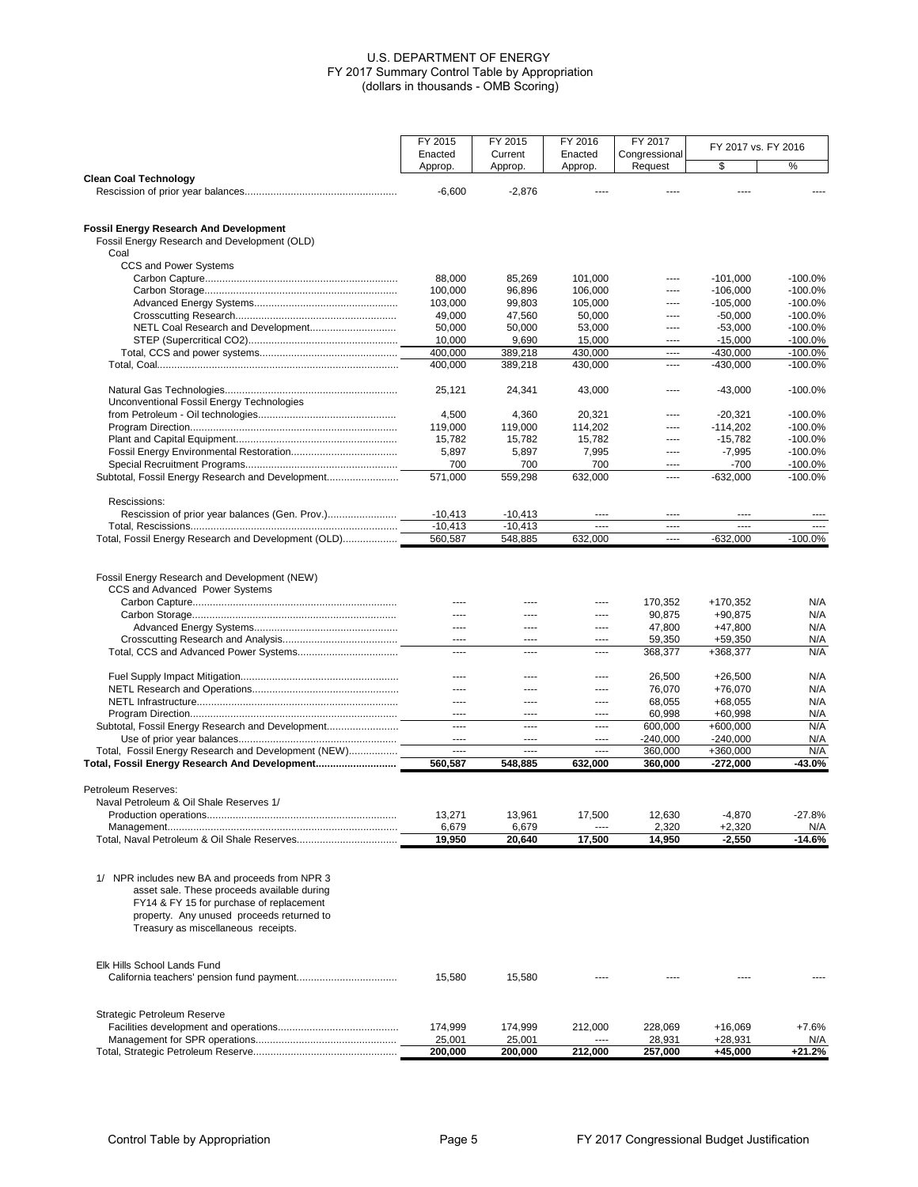# U.S. DEPARTMENT OF ENERGY
## FY 2017 Summary Control Table by Appropriation
### (dollars in thousands - OMB Scoring)

| | FY 2015 Enacted Approp. | FY 2015 Current Approp. | FY 2016 Enacted Approp. | FY 2017 Congressional Request | FY 2017 vs. FY 2016 | |
|---|---|---|---|---|---|---|
| | | | | | $ | % |
| **Clean Coal Technology** | | | | | | |
| Rescission of prior year balances | -6,600 | -2,876 | ---- | ---- | ---- | ---- |
| | | | | | | |
| **Fossil Energy Research And Development** | | | | | | |
| Fossil Energy Research and Development (OLD) | | | | | | |
| Coal | | | | | | |
| CCS and Power Systems | | | | | | |
| Carbon Capture | 88,000 | 85,269 | 101,000 | ---- | -101,000 | -100.0% |
| Carbon Storage | 100,000 | 96,896 | 106,000 | ---- | -106,000 | -100.0% |
| Advanced Energy Systems | 103,000 | 99,803 | 105,000 | ---- | -105,000 | -100.0% |
| Crosscutting Research | 49,000 | 47,560 | 50,000 | ---- | -50,000 | -100.0% |
| NETL Coal Research and Development | 50,000 | 50,000 | 53,000 | ---- | -53,000 | -100.0% |
| STEP (Supercritical CO2) | 10,000 | 9,690 | 15,000 | ---- | -15,000 | -100.0% |
| Total, CCS and power systems | 400,000 | 389,218 | 430,000 | ---- | -430,000 | -100.0% |
| Total, Coal | 400,000 | 389,218 | 430,000 | ---- | -430,000 | -100.0% |
| | | | | | | |
| Natural Gas Technologies | 25,121 | 24,341 | 43,000 | ---- | -43,000 | -100.0% |
| Unconventional Fossil Energy Technologies from Petroleum - Oil technologies | 4,500 | 4,360 | 20,321 | ---- | -20,321 | -100.0% |
| Program Direction | 119,000 | 119,000 | 114,202 | ---- | -114,202 | -100.0% |
| Plant and Capital Equipment | 15,782 | 15,782 | 15,782 | ---- | -15,782 | -100.0% |
| Fossil Energy Environmental Restoration | 5,897 | 5,897 | 7,995 | ---- | -7,995 | -100.0% |
| Special Recruitment Programs | 700 | 700 | 700 | ---- | -700 | -100.0% |
| Subtotal, Fossil Energy Research and Development | 571,000 | 559,298 | 632,000 | ---- | -632,000 | -100.0% |
| | | | | | | |
| Rescissions: | | | | | | |
| Rescission of prior year balances (Gen. Prov.) | -10,413 | -10,413 | ---- | ---- | ---- | ---- |
| Total, Rescissions | -10,413 | -10,413 | ---- | ---- | ---- | ---- |
| Total, Fossil Energy Research and Development (OLD) | 560,587 | 548,885 | 632,000 | ---- | -632,000 | -100.0% |
| | | | | | | |
| Fossil Energy Research and Development (NEW) | | | | | | |
| CCS and Advanced Power Systems | | | | | | |
| Carbon Capture | ---- | ---- | ---- | 170,352 | +170,352 | N/A |
| Carbon Storage | ---- | ---- | ---- | 90,875 | +90,875 | N/A |
| Advanced Energy Systems | ---- | ---- | ---- | 47,800 | +47,800 | N/A |
| Crosscutting Research and Analysis | ---- | ---- | ---- | 59,350 | +59,350 | N/A |
| Total, CCS and Advanced Power Systems | ---- | ---- | ---- | 368,377 | +368,377 | N/A |
| | | | | | | |
| Fuel Supply Impact Mitigation | ---- | ---- | ---- | 26,500 | +26,500 | N/A |
| NETL Research and Operations | ---- | ---- | ---- | 76,070 | +76,070 | N/A |
| NETL Infrastructure | ---- | ---- | ---- | 68,055 | +68,055 | N/A |
| Program Direction | ---- | ---- | ---- | 60,998 | +60,998 | N/A |
| Subtotal, Fossil Energy Research and Development | ---- | ---- | ---- | 600,000 | +600,000 | N/A |
| Use of prior year balances | ---- | ---- | ---- | -240,000 | -240,000 | N/A |
| Total, Fossil Energy Research and Development (NEW) | ---- | ---- | ---- | 360,000 | +360,000 | N/A |
| **Total, Fossil Energy Research And Development** | **560,587** | **548,885** | **632,000** | **360,000** | **-272,000** | **-43.0%** |
| | | | | | | |
| Petroleum Reserves: | | | | | | |
| Naval Petroleum & Oil Shale Reserves 1/ | | | | | | |
| Production operations | 13,271 | 13,961 | 17,500 | 12,630 | -4,870 | -27.8% |
| Management | 6,679 | 6,679 | ---- | 2,320 | +2,320 | N/A |
| Total, Naval Petroleum & Oil Shale Reserves | **19,950** | **20,640** | **17,500** | **14,950** | **-2,550** | **-14.6%** |

1/ NPR includes new BA and proceeds from NPR 3 asset sale. These proceeds available during FY14 & FY 15 for purchase of replacement property. Any unused proceeds returned to Treasury as miscellaneous receipts.

| | FY 2015 Enacted Approp. | FY 2015 Current Approp. | FY 2016 Enacted Approp. | FY 2017 Congressional Request | $ | % |
|---|---|---|---|---|---|---|
| Elk Hills School Lands Fund | | | | | | |
| California teachers' pension fund payment | 15,580 | 15,580 | ---- | ---- | ---- | ---- |
| | | | | | | |
| Strategic Petroleum Reserve | | | | | | |
| Facilities development and operations | 174,999 | 174,999 | 212,000 | 228,069 | +16,069 | +7.6% |
| Management for SPR operations | 25,001 | 25,001 | ---- | 28,931 | +28,931 | N/A |
| Total, Strategic Petroleum Reserve | **200,000** | **200,000** | **212,000** | **257,000** | **+45,000** | **+21.2%** |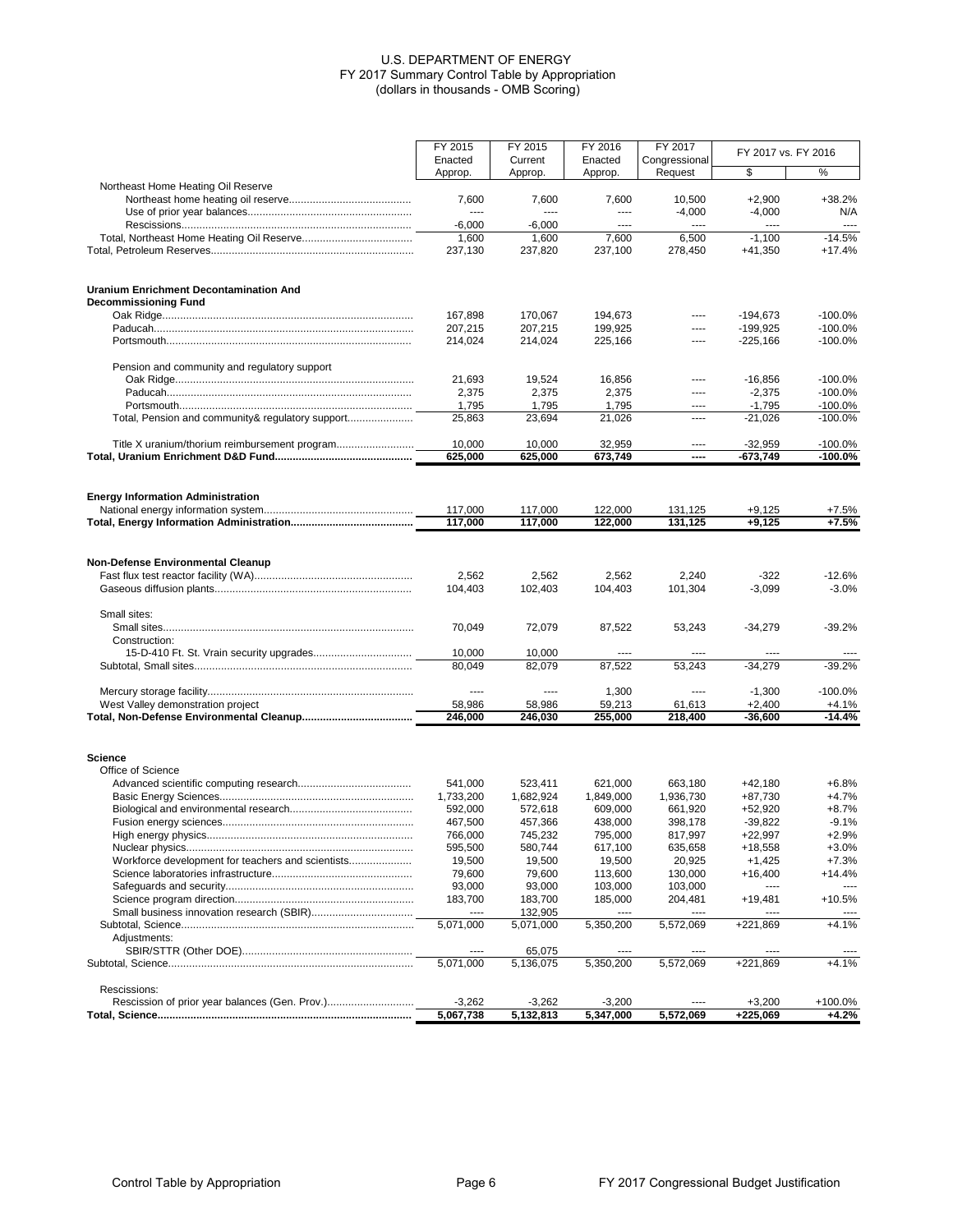U.S. DEPARTMENT OF ENERGY
FY 2017 Summary Control Table by Appropriation
(dollars in thousands - OMB Scoring)

| | FY 2015 Enacted Approp. | FY 2015 Current Approp. | FY 2016 Enacted Approp. | FY 2017 Congressional Request | FY 2017 vs. FY 2016 | |
|---|---|---|---|---|---|---|
| | | | | | $ | % |
| Northeast Home Heating Oil Reserve | | | | | | |
| Northeast home heating oil reserve | 7,600 | 7,600 | 7,600 | 10,500 | +2,900 | +38.2% |
| Use of prior year balances | ---- | ---- | ---- | -4,000 | -4,000 | N/A |
| Rescissions | -6,000 | -6,000 | ---- | ---- | ---- | ---- |
| Total, Northeast Home Heating Oil Reserve | 1,600 | 1,600 | 7,600 | 6,500 | -1,100 | -14.5% |
| Total, Petroleum Reserves | 237,130 | 237,820 | 237,100 | 278,450 | +41,350 | +17.4% |
| **Uranium Enrichment Decontamination And Decommissioning Fund** | | | | | | |
| Oak Ridge | 167,898 | 170,067 | 194,673 | ---- | -194,673 | -100.0% |
| Paducah | 207,215 | 207,215 | 199,925 | ---- | -199,925 | -100.0% |
| Portsmouth | 214,024 | 214,024 | 225,166 | ---- | -225,166 | -100.0% |
| Pension and community and regulatory support | | | | | | |
| Oak Ridge | 21,693 | 19,524 | 16,856 | ---- | -16,856 | -100.0% |
| Paducah | 2,375 | 2,375 | 2,375 | ---- | -2,375 | -100.0% |
| Portsmouth | 1,795 | 1,795 | 1,795 | ---- | -1,795 | -100.0% |
| Total, Pension and community& regulatory support | 25,863 | 23,694 | 21,026 | ---- | -21,026 | -100.0% |
| Title X uranium/thorium reimbursement program | 10,000 | 10,000 | 32,959 | ---- | -32,959 | -100.0% |
| **Total, Uranium Enrichment D&D Fund** | **625,000** | **625,000** | **673,749** | **----** | **-673,749** | **-100.0%** |
| **Energy Information Administration** | | | | | | |
| National energy information system | 117,000 | 117,000 | 122,000 | 131,125 | +9,125 | +7.5% |
| **Total, Energy Information Administration** | **117,000** | **117,000** | **122,000** | **131,125** | **+9,125** | **+7.5%** |
| **Non-Defense Environmental Cleanup** | | | | | | |
| Fast flux test reactor facility (WA) | 2,562 | 2,562 | 2,562 | 2,240 | -322 | -12.6% |
| Gaseous diffusion plants | 104,403 | 102,403 | 104,403 | 101,304 | -3,099 | -3.0% |
| Small sites: | | | | | | |
| Small sites | 70,049 | 72,079 | 87,522 | 53,243 | -34,279 | -39.2% |
| Construction: | | | | | | |
| 15-D-410 Ft. St. Vrain security upgrades | 10,000 | 10,000 | ---- | ---- | ---- | ---- |
| Subtotal, Small sites | 80,049 | 82,079 | 87,522 | 53,243 | -34,279 | -39.2% |
| Mercury storage facility | ---- | ---- | 1,300 | ---- | -1,300 | -100.0% |
| West Valley demonstration project | 58,986 | 58,986 | 59,213 | 61,613 | +2,400 | +4.1% |
| **Total, Non-Defense Environmental Cleanup** | **246,000** | **246,030** | **255,000** | **218,400** | **-36,600** | **-14.4%** |
| **Science** | | | | | | |
| Office of Science | | | | | | |
| Advanced scientific computing research | 541,000 | 523,411 | 621,000 | 663,180 | +42,180 | +6.8% |
| Basic Energy Sciences | 1,733,200 | 1,682,924 | 1,849,000 | 1,936,730 | +87,730 | +4.7% |
| Biological and environmental research | 592,000 | 572,618 | 609,000 | 661,920 | +52,920 | +8.7% |
| Fusion energy sciences | 467,500 | 457,366 | 438,000 | 398,178 | -39,822 | -9.1% |
| High energy physics | 766,000 | 745,232 | 795,000 | 817,997 | +22,997 | +2.9% |
| Nuclear physics | 595,500 | 580,744 | 617,100 | 635,658 | +18,558 | +3.0% |
| Workforce development for teachers and scientists | 19,500 | 19,500 | 19,500 | 20,925 | +1,425 | +7.3% |
| Science laboratories infrastructure | 79,600 | 79,600 | 113,600 | 130,000 | +16,400 | +14.4% |
| Safeguards and security | 93,000 | 93,000 | 103,000 | 103,000 | ---- | ---- |
| Science program direction | 183,700 | 183,700 | 185,000 | 204,481 | +19,481 | +10.5% |
| Small business innovation research (SBIR) | ---- | 132,905 | ---- | ---- | ---- | ---- |
| Subtotal, Science | 5,071,000 | 5,071,000 | 5,350,200 | 5,572,069 | +221,869 | +4.1% |
| Adjustments: | | | | | | |
| SBIR/STTR (Other DOE) | ---- | 65,075 | ---- | ---- | ---- | ---- |
| Subtotal, Science | 5,071,000 | 5,136,075 | 5,350,200 | 5,572,069 | +221,869 | +4.1% |
| Rescissions: | | | | | | |
| Rescission of prior year balances (Gen. Prov.) | -3,262 | -3,262 | -3,200 | ---- | +3,200 | +100.0% |
| **Total, Science** | **5,067,738** | **5,132,813** | **5,347,000** | **5,572,069** | **+225,069** | **+4.2%** |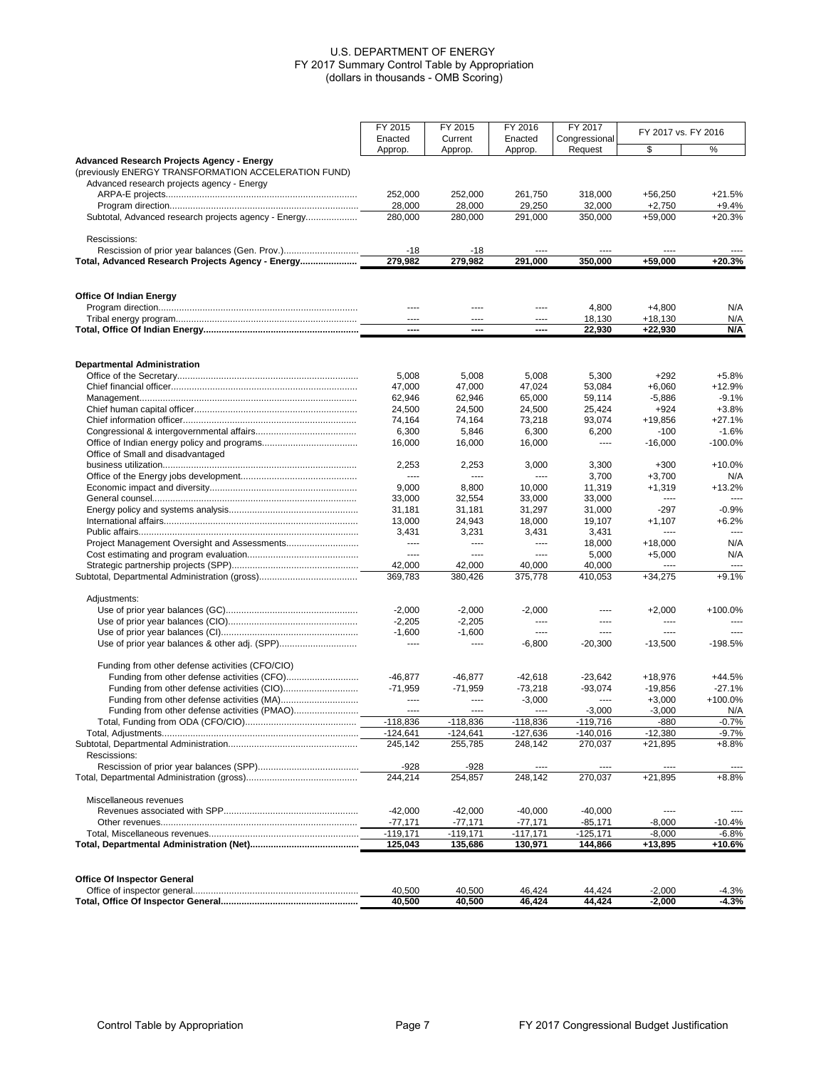U.S. DEPARTMENT OF ENERGY
FY 2017 Summary Control Table by Appropriation
(dollars in thousands - OMB Scoring)

| | FY 2015 Enacted Approp. | FY 2015 Current Approp. | FY 2016 Enacted Approp. | FY 2017 Congressional Request | FY 2017 vs. FY 2016 | |
|---|---|---|---|---|---|---|
| | | | | | $ | % |
| **Advanced Research Projects Agency - Energy** | | | | | | |
| (previously ENERGY TRANSFORMATION ACCELERATION FUND) | | | | | | |
| Advanced research projects agency - Energy | | | | | | |
| ARPA-E projects | 252,000 | 252,000 | 261,750 | 318,000 | +56,250 | +21.5% |
| Program direction | 28,000 | 28,000 | 29,250 | 32,000 | +2,750 | +9.4% |
| Subtotal, Advanced research projects agency - Energy | 280,000 | 280,000 | 291,000 | 350,000 | +59,000 | +20.3% |
| Rescissions: | | | | | | |
| Rescission of prior year balances (Gen. Prov.) | -18 | -18 | ---- | ---- | ---- | ---- |
| **Total, Advanced Research Projects Agency - Energy** | **279,982** | **279,982** | **291,000** | **350,000** | **+59,000** | **+20.3%** |
| **Office Of Indian Energy** | | | | | | |
| Program direction | ---- | ---- | ---- | 4,800 | +4,800 | N/A |
| Tribal energy program | ---- | ---- | ---- | 18,130 | +18,130 | N/A |
| **Total, Office Of Indian Energy** | **----** | **----** | **----** | **22,930** | **+22,930** | **N/A** |
| **Departmental Administration** | | | | | | |
| Office of the Secretary | 5,008 | 5,008 | 5,008 | 5,300 | +292 | +5.8% |
| Chief financial officer | 47,000 | 47,000 | 47,024 | 53,084 | +6,060 | +12.9% |
| Management | 62,946 | 62,946 | 65,000 | 59,114 | -5,886 | -9.1% |
| Chief human capital officer | 24,500 | 24,500 | 24,500 | 25,424 | +924 | +3.8% |
| Chief information officer | 74,164 | 74,164 | 73,218 | 93,074 | +19,856 | +27.1% |
| Congressional & intergovernmental affairs | 6,300 | 5,846 | 6,300 | 6,200 | -100 | -1.6% |
| Office of Indian energy policy and programs | 16,000 | 16,000 | 16,000 | ---- | -16,000 | -100.0% |
| Office of Small and disadvantaged business utilization | 2,253 | 2,253 | 3,000 | 3,300 | +300 | +10.0% |
| Office of the Energy jobs development | ---- | ---- | ---- | 3,700 | +3,700 | N/A |
| Economic impact and diversity | 9,000 | 8,800 | 10,000 | 11,319 | +1,319 | +13.2% |
| General counsel | 33,000 | 32,554 | 33,000 | 33,000 | ---- | ---- |
| Energy policy and systems analysis | 31,181 | 31,181 | 31,297 | 31,000 | -297 | -0.9% |
| International affairs | 13,000 | 24,943 | 18,000 | 19,107 | +1,107 | +6.2% |
| Public affairs | 3,431 | 3,231 | 3,431 | 3,431 | ---- | ---- |
| Project Management Oversight and Assessments | ---- | ---- | ---- | 18,000 | +18,000 | N/A |
| Cost estimating and program evaluation | ---- | ---- | ---- | 5,000 | +5,000 | N/A |
| Strategic partnership projects (SPP) | 42,000 | 42,000 | 40,000 | 40,000 | ---- | ---- |
| Subtotal, Departmental Administration (gross) | 369,783 | 380,426 | 375,778 | 410,053 | +34,275 | +9.1% |
| Adjustments: | | | | | | |
| Use of prior year balances (GC) | -2,000 | -2,000 | -2,000 | ---- | +2,000 | +100.0% |
| Use of prior year balances (CIO) | -2,205 | -2,205 | ---- | ---- | ---- | ---- |
| Use of prior year balances (CI) | -1,600 | -1,600 | ---- | ---- | ---- | ---- |
| Use of prior year balances & other adj. (SPP) | ---- | ---- | -6,800 | -20,300 | -13,500 | -198.5% |
| Funding from other defense activities (CFO/CIO) | | | | | | |
| Funding from other defense activities (CFO) | -46,877 | -46,877 | -42,618 | -23,642 | +18,976 | +44.5% |
| Funding from other defense activities (CIO) | -71,959 | -71,959 | -73,218 | -93,074 | -19,856 | -27.1% |
| Funding from other defense activities (MA) | ---- | ---- | -3,000 | ---- | +3,000 | +100.0% |
| Funding from other defense activities (PMAO) | ---- | ---- | ---- | -3,000 | -3,000 | N/A |
| Total, Funding from ODA (CFO/CIO) | -118,836 | -118,836 | -118,836 | -119,716 | -880 | -0.7% |
| Total, Adjustments | -124,641 | -124,641 | -127,636 | -140,016 | -12,380 | -9.7% |
| Subtotal, Departmental Administration | 245,142 | 255,785 | 248,142 | 270,037 | +21,895 | +8.8% |
| Rescissions: | | | | | | |
| Rescission of prior year balances (SPP) | -928 | -928 | ---- | ---- | ---- | ---- |
| Total, Departmental Administration (gross) | 244,214 | 254,857 | 248,142 | 270,037 | +21,895 | +8.8% |
| Miscellaneous revenues | | | | | | |
| Revenues associated with SPP | -42,000 | -42,000 | -40,000 | -40,000 | ---- | ---- |
| Other revenues | -77,171 | -77,171 | -77,171 | -85,171 | -8,000 | -10.4% |
| Total, Miscellaneous revenues | -119,171 | -119,171 | -117,171 | -125,171 | -8,000 | -6.8% |
| **Total, Departmental Administration (Net)** | **125,043** | **135,686** | **130,971** | **144,866** | **+13,895** | **+10.6%** |
| **Office Of Inspector General** | | | | | | |
| Office of inspector general | 40,500 | 40,500 | 46,424 | 44,424 | -2,000 | -4.3% |
| **Total, Office Of Inspector General** | **40,500** | **40,500** | **46,424** | **44,424** | **-2,000** | **-4.3%** |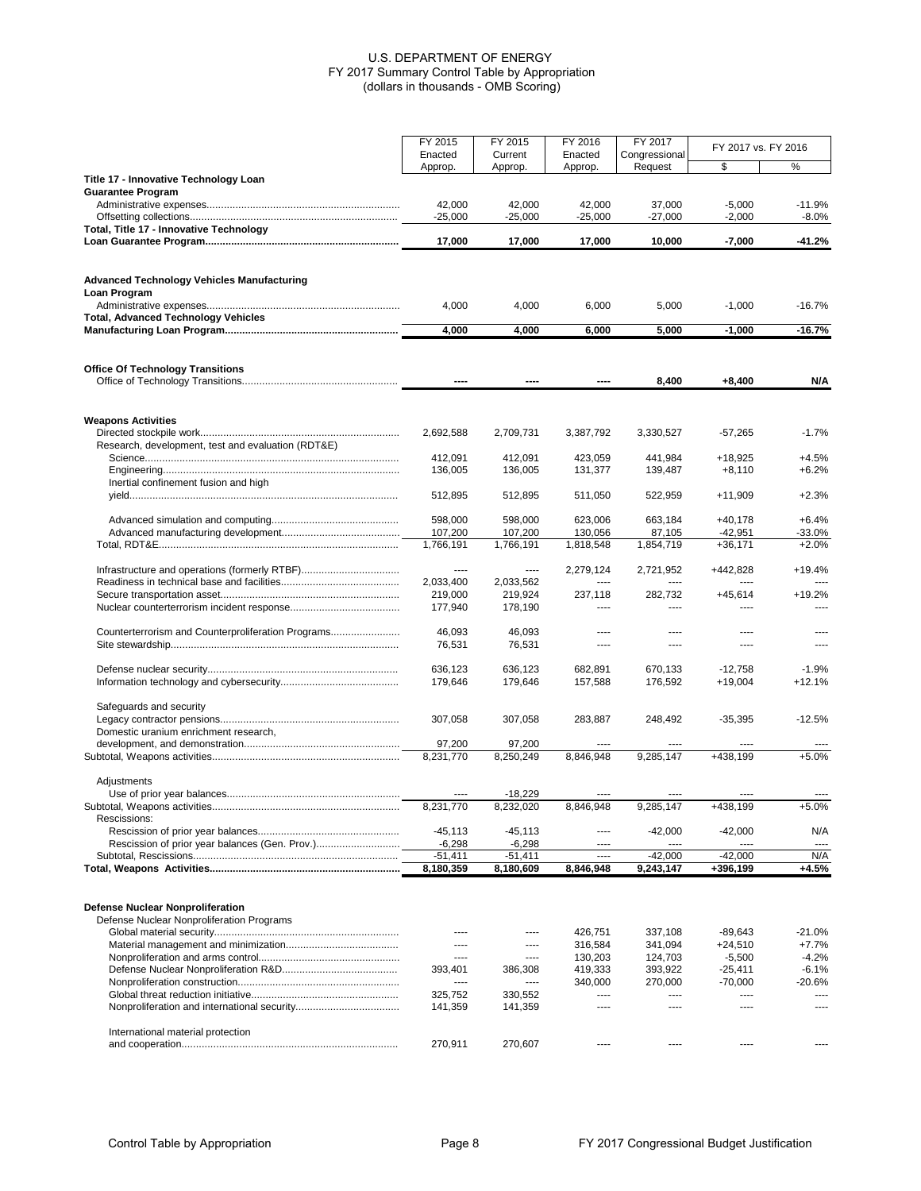# U.S. DEPARTMENT OF ENERGY
## FY 2017 Summary Control Table by Appropriation
### (dollars in thousands - OMB Scoring)

| | FY 2015 Enacted Approp. | FY 2015 Current Approp. | FY 2016 Enacted Approp. | FY 2017 Congressional Request | FY 2017 vs. FY 2016 | |
|---|---|---|---|---|---|---|
| | | | | | $ | % |
| **Title 17 - Innovative Technology Loan Guarantee Program** | | | | | | |
| Administrative expenses | 42,000 | 42,000 | 42,000 | 37,000 | -5,000 | -11.9% |
| Offsetting collections | -25,000 | -25,000 | -25,000 | -27,000 | -2,000 | -8.0% |
| **Total, Title 17 - Innovative Technology Loan Guarantee Program** | **17,000** | **17,000** | **17,000** | **10,000** | **-7,000** | **-41.2%** |
| | | | | | | |
| **Advanced Technology Vehicles Manufacturing Loan Program** | | | | | | |
| Administrative expenses | 4,000 | 4,000 | 6,000 | 5,000 | -1,000 | -16.7% |
| **Total, Advanced Technology Vehicles Manufacturing Loan Program** | **4,000** | **4,000** | **6,000** | **5,000** | **-1,000** | **-16.7%** |
| | | | | | | |
| **Office Of Technology Transitions** | | | | | | |
| Office of Technology Transitions | **----** | **----** | **----** | **8,400** | **+8,400** | **N/A** |
| | | | | | | |
| **Weapons Activities** | | | | | | |
| Directed stockpile work | 2,692,588 | 2,709,731 | 3,387,792 | 3,330,527 | -57,265 | -1.7% |
| Research, development, test and evaluation (RDT&E) | | | | | | |
| Science | 412,091 | 412,091 | 423,059 | 441,984 | +18,925 | +4.5% |
| Engineering | 136,005 | 136,005 | 131,377 | 139,487 | +8,110 | +6.2% |
| Inertial confinement fusion and high yield | 512,895 | 512,895 | 511,050 | 522,959 | +11,909 | +2.3% |
| Advanced simulation and computing | 598,000 | 598,000 | 623,006 | 663,184 | +40,178 | +6.4% |
| Advanced manufacturing development | 107,200 | 107,200 | 130,056 | 87,105 | -42,951 | -33.0% |
| Total, RDT&E | 1,766,191 | 1,766,191 | 1,818,548 | 1,854,719 | +36,171 | +2.0% |
| Infrastructure and operations (formerly RTBF) | ---- | ---- | 2,279,124 | 2,721,952 | +442,828 | +19.4% |
| Readiness in technical base and facilities | 2,033,400 | 2,033,562 | ---- | ---- | ---- | ---- |
| Secure transportation asset | 219,000 | 219,924 | 237,118 | 282,732 | +45,614 | +19.2% |
| Nuclear counterterrorism incident response | 177,940 | 178,190 | ---- | ---- | ---- | ---- |
| Counterterrorism and Counterproliferation Programs | 46,093 | 46,093 | ---- | ---- | ---- | ---- |
| Site stewardship | 76,531 | 76,531 | ---- | ---- | ---- | ---- |
| Defense nuclear security | 636,123 | 636,123 | 682,891 | 670,133 | -12,758 | -1.9% |
| Information technology and cybersecurity | 179,646 | 179,646 | 157,588 | 176,592 | +19,004 | +12.1% |
| Safeguards and security | | | | | | |
| Legacy contractor pensions | 307,058 | 307,058 | 283,887 | 248,492 | -35,395 | -12.5% |
| Domestic uranium enrichment research, development, and demonstration | 97,200 | 97,200 | ---- | ---- | ---- | ---- |
| Subtotal, Weapons activities | 8,231,770 | 8,250,249 | 8,846,948 | 9,285,147 | +438,199 | +5.0% |
| Adjustments | | | | | | |
| Use of prior year balances | ---- | -18,229 | ---- | ---- | ---- | ---- |
| Subtotal, Weapons activities | 8,231,770 | 8,232,020 | 8,846,948 | 9,285,147 | +438,199 | +5.0% |
| Rescissions: | | | | | | |
| Rescission of prior year balances | -45,113 | -45,113 | ---- | -42,000 | -42,000 | N/A |
| Rescission of prior year balances (Gen. Prov.) | -6,298 | -6,298 | ---- | ---- | ---- | ---- |
| Subtotal, Rescissions | -51,411 | -51,411 | ---- | -42,000 | -42,000 | N/A |
| **Total, Weapons Activities** | **8,180,359** | **8,180,609** | **8,846,948** | **9,243,147** | **+396,199** | **+4.5%** |
| | | | | | | |
| **Defense Nuclear Nonproliferation** | | | | | | |
| Defense Nuclear Nonproliferation Programs | | | | | | |
| Global material security | ---- | ---- | 426,751 | 337,108 | -89,643 | -21.0% |
| Material management and minimization | ---- | ---- | 316,584 | 341,094 | +24,510 | +7.7% |
| Nonproliferation and arms control | ---- | ---- | 130,203 | 124,703 | -5,500 | -4.2% |
| Defense Nuclear Nonproliferation R&D | 393,401 | 386,308 | 419,333 | 393,922 | -25,411 | -6.1% |
| Nonproliferation construction | ---- | ---- | 340,000 | 270,000 | -70,000 | -20.6% |
| Global threat reduction initiative | 325,752 | 330,552 | ---- | ---- | ---- | ---- |
| Nonproliferation and international security | 141,359 | 141,359 | ---- | ---- | ---- | ---- |
| International material protection and cooperation | 270,911 | 270,607 | ---- | ---- | ---- | ---- |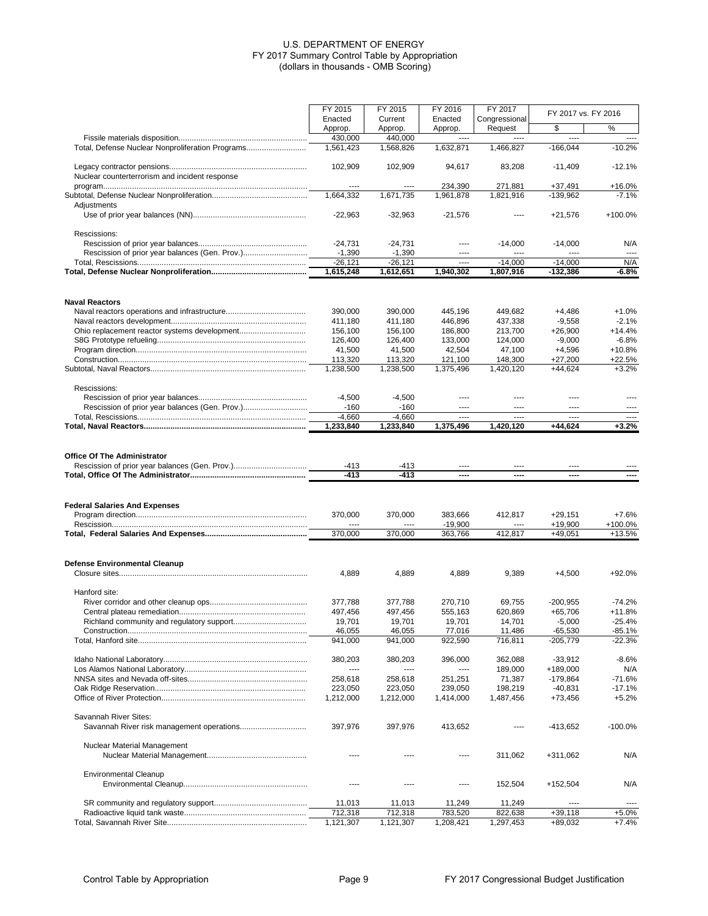# U.S. DEPARTMENT OF ENERGY
## FY 2017 Summary Control Table by Appropriation
(dollars in thousands - OMB Scoring)

| | FY 2015 Enacted Approp. | FY 2015 Current Approp. | FY 2016 Enacted Approp. | FY 2017 Congressional Request | FY 2017 vs. FY 2016 | |
|---|---|---|---|---|---|---|
| | | | | | $ | % |
| Fissile materials disposition | 430,000 | 440,000 | ---- | ---- | ---- | ---- |
| Total, Defense Nuclear Nonproliferation Programs | 1,561,423 | 1,568,826 | 1,632,871 | 1,466,827 | -166,044 | -10.2% |
| | | | | | | |
| Legacy contractor pensions | 102,909 | 102,909 | 94,617 | 83,208 | -11,409 | -12.1% |
| Nuclear counterterrorism and incident response program | ---- | ---- | 234,390 | 271,881 | +37,491 | +16.0% |
| Subtotal, Defense Nuclear Nonproliferation | 1,664,332 | 1,671,735 | 1,961,878 | 1,821,916 | -139,962 | -7.1% |
| Adjustments | | | | | | |
| Use of prior year balances (NN) | -22,963 | -32,963 | -21,576 | ---- | +21,576 | +100.0% |
| | | | | | | |
| Rescissions: | | | | | | |
| Rescission of prior year balances | -24,731 | -24,731 | ---- | -14,000 | -14,000 | N/A |
| Rescission of prior year balances (Gen. Prov.) | -1,390 | -1,390 | ---- | ---- | ---- | ---- |
| Total, Rescissions | -26,121 | -26,121 | ---- | -14,000 | -14,000 | N/A |
| **Total, Defense Nuclear Nonproliferation** | **1,615,248** | **1,612,651** | **1,940,302** | **1,807,916** | **-132,386** | **-6.8%** |
| | | | | | | |
| **Naval Reactors** | | | | | | |
| Naval reactors operations and infrastructure | 390,000 | 390,000 | 445,196 | 449,682 | +4,486 | +1.0% |
| Naval reactors development | 411,180 | 411,180 | 446,896 | 437,338 | -9,558 | -2.1% |
| Ohio replacement reactor systems development | 156,100 | 156,100 | 186,800 | 213,700 | +26,900 | +14.4% |
| S8G Prototype refueling | 126,400 | 126,400 | 133,000 | 124,000 | -9,000 | -6.8% |
| Program direction | 41,500 | 41,500 | 42,504 | 47,100 | +4,596 | +10.8% |
| Construction | 113,320 | 113,320 | 121,100 | 148,300 | +27,200 | +22.5% |
| Subtotal, Naval Reactors | 1,238,500 | 1,238,500 | 1,375,496 | 1,420,120 | +44,624 | +3.2% |
| | | | | | | |
| Rescissions: | | | | | | |
| Rescission of prior year balances | -4,500 | -4,500 | ---- | ---- | ---- | ---- |
| Rescission of prior year balances (Gen. Prov.) | -160 | -160 | ---- | ---- | ---- | ---- |
| Total, Rescissions | -4,660 | -4,660 | ---- | ---- | ---- | ---- |
| **Total, Naval Reactors** | **1,233,840** | **1,233,840** | **1,375,496** | **1,420,120** | **+44,624** | **+3.2%** |
| | | | | | | |
| **Office Of The Administrator** | | | | | | |
| Rescission of prior year balances (Gen. Prov.) | -413 | -413 | ---- | ---- | ---- | ---- |
| **Total, Office Of The Administrator** | **-413** | **-413** | **----** | **----** | **----** | **----** |
| | | | | | | |
| **Federal Salaries And Expenses** | | | | | | |
| Program direction | 370,000 | 370,000 | 383,666 | 412,817 | +29,151 | +7.6% |
| Rescission | ---- | ---- | -19,900 | ---- | +19,900 | +100.0% |
| **Total, Federal Salaries And Expenses** | **370,000** | **370,000** | **363,766** | **412,817** | **+49,051** | **+13.5%** |
| | | | | | | |
| **Defense Environmental Cleanup** | | | | | | |
| Closure sites | 4,889 | 4,889 | 4,889 | 9,389 | +4,500 | +92.0% |
| | | | | | | |
| Hanford site: | | | | | | |
| River corridor and other cleanup ops | 377,788 | 377,788 | 270,710 | 69,755 | -200,955 | -74.2% |
| Central plateau remediation | 497,456 | 497,456 | 555,163 | 620,869 | +65,706 | +11.8% |
| Richland community and regulatory support | 19,701 | 19,701 | 19,701 | 14,701 | -5,000 | -25.4% |
| Construction | 46,055 | 46,055 | 77,016 | 11,486 | -65,530 | -85.1% |
| Total, Hanford site | 941,000 | 941,000 | 922,590 | 716,811 | -205,779 | -22.3% |
| | | | | | | |
| Idaho National Laboratory | 380,203 | 380,203 | 396,000 | 362,088 | -33,912 | -8.6% |
| Los Alamos National Laboratory | ---- | ---- | ---- | 189,000 | +189,000 | N/A |
| NNSA sites and Nevada off-sites | 258,618 | 258,618 | 251,251 | 71,387 | -179,864 | -71.6% |
| Oak Ridge Reservation | 223,050 | 223,050 | 239,050 | 198,219 | -40,831 | -17.1% |
| Office of River Protection | 1,212,000 | 1,212,000 | 1,414,000 | 1,487,456 | +73,456 | +5.2% |
| | | | | | | |
| Savannah River Sites: | | | | | | |
| Savannah River risk management operations | 397,976 | 397,976 | 413,652 | ---- | -413,652 | -100.0% |
| | | | | | | |
| Nuclear Material Management | | | | | | |
| Nuclear Material Management | ---- | ---- | ---- | 311,062 | +311,062 | N/A |
| | | | | | | |
| Environmental Cleanup | | | | | | |
| Environmental Cleanup | ---- | ---- | ---- | 152,504 | +152,504 | N/A |
| | | | | | | |
| SR community and regulatory support | 11,013 | 11,013 | 11,249 | 11,249 | ---- | ---- |
| Radioactive liquid tank waste | 712,318 | 712,318 | 783,520 | 822,638 | +39,118 | +5.0% |
| Total, Savannah River Site | 1,121,307 | 1,121,307 | 1,208,421 | 1,297,453 | +89,032 | +7.4% |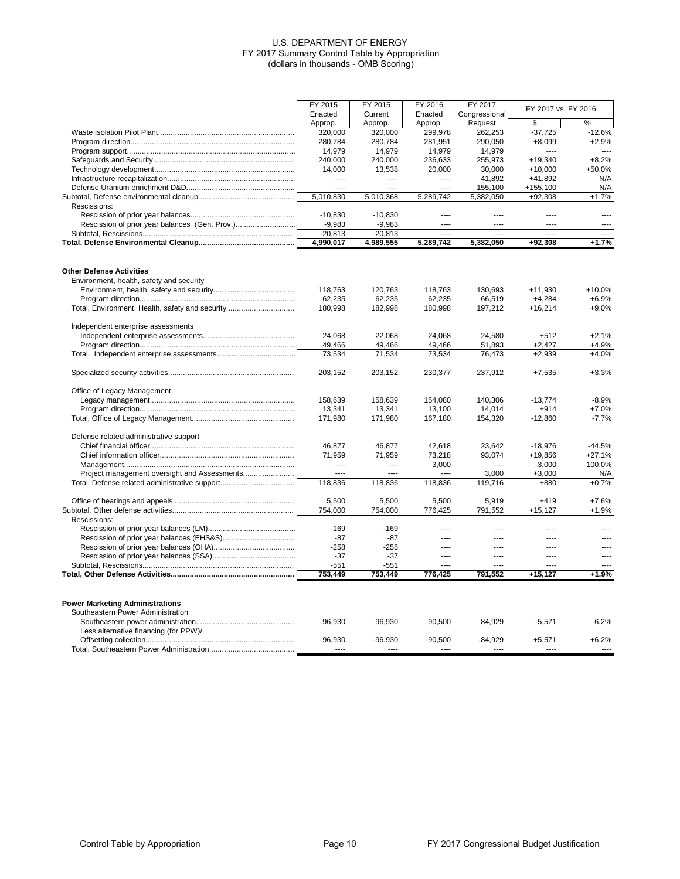U.S. DEPARTMENT OF ENERGY
FY 2017 Summary Control Table by Appropriation
(dollars in thousands - OMB Scoring)

| | FY 2015 Enacted Approp. | FY 2015 Current Approp. | FY 2016 Enacted Approp. | FY 2017 Congressional Request | FY 2017 vs. FY 2016 | |
|---|---|---|---|---|---|---|
| | | | | | $ | % |
| Waste Isolation Pilot Plant | 320,000 | 320,000 | 299,978 | 262,253 | -37,725 | -12.6% |
| Program direction | 280,784 | 280,784 | 281,951 | 290,050 | +8,099 | +2.9% |
| Program support | 14,979 | 14,979 | 14,979 | 14,979 | ---- | ---- |
| Safeguards and Security | 240,000 | 240,000 | 236,633 | 255,973 | +19,340 | +8.2% |
| Technology development | 14,000 | 13,538 | 20,000 | 30,000 | +10,000 | +50.0% |
| Infrastructure recapitalization | ---- | ---- | ---- | 41,892 | +41,892 | N/A |
| Defense Uranium enrichment D&D | ---- | ---- | ---- | 155,100 | +155,100 | N/A |
| Subtotal, Defense environmental cleanup | 5,010,830 | 5,010,368 | 5,289,742 | 5,382,050 | +92,308 | +1.7% |
| Rescissions: | | | | | | |
| Rescission of prior year balances | -10,830 | -10,830 | ---- | ---- | ---- | ---- |
| Rescission of prior year balances (Gen. Prov.) | -9,983 | -9,983 | ---- | ---- | ---- | ---- |
| Subtotal, Rescissions | -20,813 | -20,813 | ---- | ---- | ---- | ---- |
| **Total, Defense Environmental Cleanup** | **4,990,017** | **4,989,555** | **5,289,742** | **5,382,050** | **+92,308** | **+1.7%** |
| | | | | | | |
| **Other Defense Activities** | | | | | | |
| Environment, health, safety and security | | | | | | |
| Environment, health, safety and security | 118,763 | 120,763 | 118,763 | 130,693 | +11,930 | +10.0% |
| Program direction | 62,235 | 62,235 | 62,235 | 66,519 | +4,284 | +6.9% |
| Total, Environment, Health, safety and security | 180,998 | 182,998 | 180,998 | 197,212 | +16,214 | +9.0% |
| | | | | | | |
| Independent enterprise assessments | | | | | | |
| Independent enterprise assessments | 24,068 | 22,068 | 24,068 | 24,580 | +512 | +2.1% |
| Program direction | 49,466 | 49,466 | 49,466 | 51,893 | +2,427 | +4.9% |
| Total, Independent enterprise assessments | 73,534 | 71,534 | 73,534 | 76,473 | +2,939 | +4.0% |
| | | | | | | |
| Specialized security activities | 203,152 | 203,152 | 230,377 | 237,912 | +7,535 | +3.3% |
| | | | | | | |
| Office of Legacy Management | | | | | | |
| Legacy management | 158,639 | 158,639 | 154,080 | 140,306 | -13,774 | -8.9% |
| Program direction | 13,341 | 13,341 | 13,100 | 14,014 | +914 | +7.0% |
| Total, Office of Legacy Management | 171,980 | 171,980 | 167,180 | 154,320 | -12,860 | -7.7% |
| | | | | | | |
| Defense related administrative support | | | | | | |
| Chief financial officer | 46,877 | 46,877 | 42,618 | 23,642 | -18,976 | -44.5% |
| Chief information officer | 71,959 | 71,959 | 73,218 | 93,074 | +19,856 | +27.1% |
| Management | ---- | ---- | 3,000 | ---- | -3,000 | -100.0% |
| Project management oversight and Assessments | ---- | ---- | ---- | 3,000 | +3,000 | N/A |
| Total, Defense related administrative support | 118,836 | 118,836 | 118,836 | 119,716 | +880 | +0.7% |
| | | | | | | |
| Office of hearings and appeals | 5,500 | 5,500 | 5,500 | 5,919 | +419 | +7.6% |
| Subtotal, Other defense activities | 754,000 | 754,000 | 776,425 | 791,552 | +15,127 | +1.9% |
| Rescissions: | | | | | | |
| Rescission of prior year balances (LM) | -169 | -169 | ---- | ---- | ---- | ---- |
| Rescission of prior year balances (EHS&S) | -87 | -87 | ---- | ---- | ---- | ---- |
| Rescission of prior year balances (OHA) | -258 | -258 | ---- | ---- | ---- | ---- |
| Rescission of prior year balances (SSA) | -37 | -37 | ---- | ---- | ---- | ---- |
| Subtotal, Rescissions | -551 | -551 | ---- | ---- | ---- | ---- |
| **Total, Other Defense Activities** | **753,449** | **753,449** | **776,425** | **791,552** | **+15,127** | **+1.9%** |
| | | | | | | |
| **Power Marketing Administrations** | | | | | | |
| Southeastern Power Administration | | | | | | |
| Southeastern power administration | 96,930 | 96,930 | 90,500 | 84,929 | -5,571 | -6.2% |
| Less alternative financing (for PPW)/ Offsetting collection | -96,930 | -96,930 | -90,500 | -84,929 | +5,571 | +6.2% |
| Total, Southeastern Power Administration | ---- | ---- | ---- | ---- | ---- | ---- |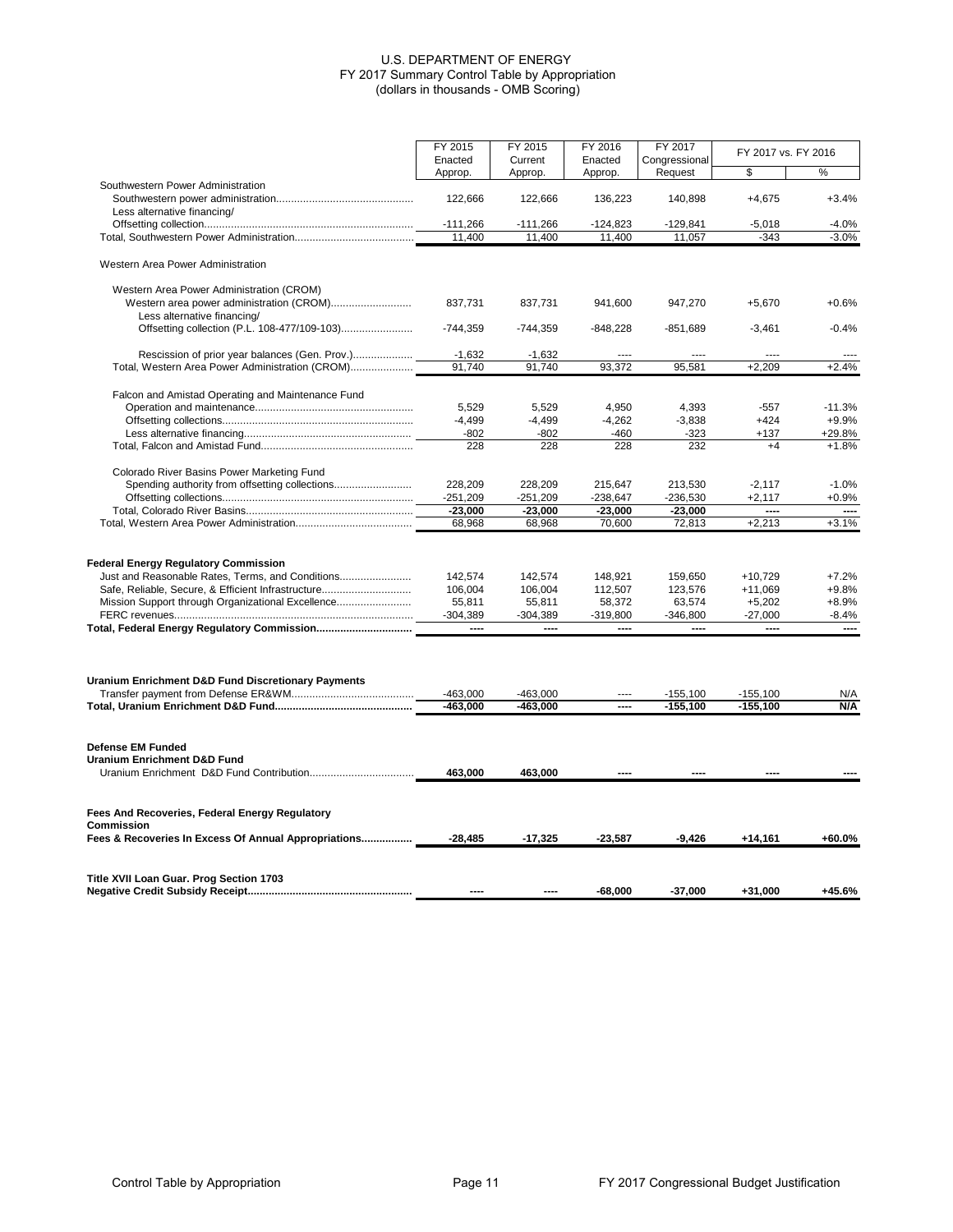# U.S. DEPARTMENT OF ENERGY
## FY 2017 Summary Control Table by Appropriation
(dollars in thousands - OMB Scoring)

| | FY 2015 Enacted Approp. | FY 2015 Current Approp. | FY 2016 Enacted Approp. | FY 2017 Congressional Request | FY 2017 vs. FY 2016 | |
|---|---|---|---|---|---|---|
| | | | | | $ | % |
| Southwestern Power Administration | | | | | | |
| Southwestern power administration | 122,666 | 122,666 | 136,223 | 140,898 | +4,675 | +3.4% |
| Less alternative financing/ Offsetting collection | -111,266 | -111,266 | -124,823 | -129,841 | -5,018 | -4.0% |
| Total, Southwestern Power Administration | 11,400 | 11,400 | 11,400 | 11,057 | -343 | -3.0% |
| Western Area Power Administration | | | | | | |
| Western Area Power Administration (CROM) | | | | | | |
| Western area power administration (CROM) | 837,731 | 837,731 | 941,600 | 947,270 | +5,670 | +0.6% |
| Less alternative financing/ Offsetting collection (P.L. 108-477/109-103) | -744,359 | -744,359 | -848,228 | -851,689 | -3,461 | -0.4% |
| Rescission of prior year balances (Gen. Prov.) | -1,632 | -1,632 | ---- | ---- | ---- | ---- |
| Total, Western Area Power Administration (CROM) | 91,740 | 91,740 | 93,372 | 95,581 | +2,209 | +2.4% |
| Falcon and Amistad Operating and Maintenance Fund | | | | | | |
| Operation and maintenance | 5,529 | 5,529 | 4,950 | 4,393 | -557 | -11.3% |
| Offsetting collections | -4,499 | -4,499 | -4,262 | -3,838 | +424 | +9.9% |
| Less alternative financing | -802 | -802 | -460 | -323 | +137 | +29.8% |
| Total, Falcon and Amistad Fund | 228 | 228 | 228 | 232 | +4 | +1.8% |
| Colorado River Basins Power Marketing Fund | | | | | | |
| Spending authority from offsetting collections | 228,209 | 228,209 | 215,647 | 213,530 | -2,117 | -1.0% |
| Offsetting collections | -251,209 | -251,209 | -238,647 | -236,530 | +2,117 | +0.9% |
| Total, Colorado River Basins | -23,000 | -23,000 | -23,000 | -23,000 | ---- | ---- |
| Total, Western Area Power Administration | 68,968 | 68,968 | 70,600 | 72,813 | +2,213 | +3.1% |
| **Federal Energy Regulatory Commission** | | | | | | |
| Just and Reasonable Rates, Terms, and Conditions | 142,574 | 142,574 | 148,921 | 159,650 | +10,729 | +7.2% |
| Safe, Reliable, Secure, & Efficient Infrastructure | 106,004 | 106,004 | 112,507 | 123,576 | +11,069 | +9.8% |
| Mission Support through Organizational Excellence | 55,811 | 55,811 | 58,372 | 63,574 | +5,202 | +8.9% |
| FERC revenues | -304,389 | -304,389 | -319,800 | -346,800 | -27,000 | -8.4% |
| **Total, Federal Energy Regulatory Commission** | **----** | **----** | **----** | **----** | **----** | **----** |
| **Uranium Enrichment D&D Fund Discretionary Payments** | | | | | | |
| Transfer payment from Defense ER&WM | -463,000 | -463,000 | ---- | -155,100 | -155,100 | N/A |
| **Total, Uranium Enrichment D&D Fund** | **-463,000** | **-463,000** | **----** | **-155,100** | **-155,100** | **N/A** |
| **Defense EM Funded** | | | | | | |
| **Uranium Enrichment D&D Fund** | | | | | | |
| Uranium Enrichment D&D Fund Contribution | **463,000** | **463,000** | **----** | **----** | **----** | **----** |
| **Fees And Recoveries, Federal Energy Regulatory Commission** | | | | | | |
| **Fees & Recoveries In Excess Of Annual Appropriations** | **-28,485** | **-17,325** | **-23,587** | **-9,426** | **+14,161** | **+60.0%** |
| **Title XVII Loan Guar. Prog Section 1703** | | | | | | |
| **Negative Credit Subsidy Receipt** | **----** | **----** | **-68,000** | **-37,000** | **+31,000** | **+45.6%** |